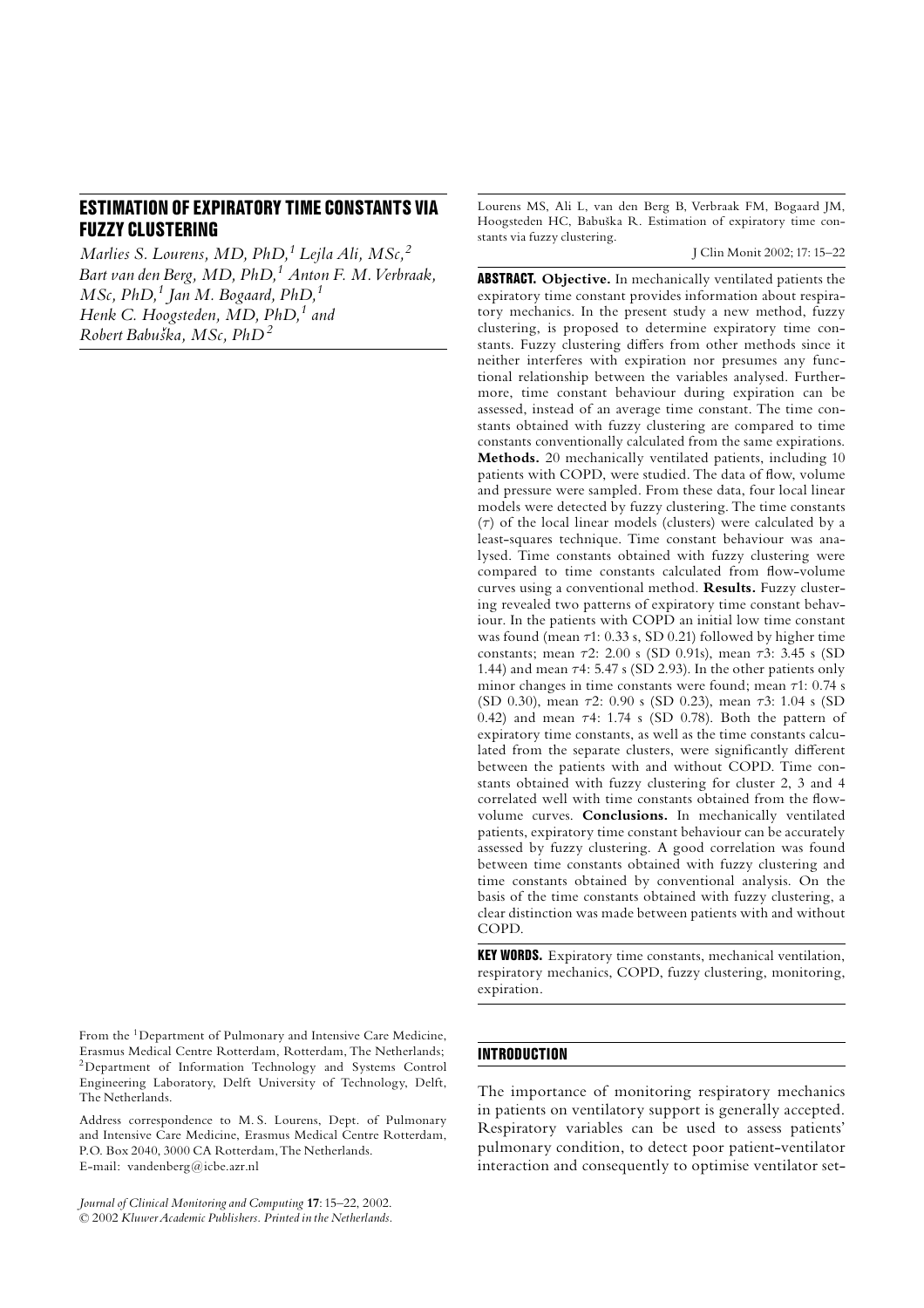# ESTIMATION OF EXPIRATORY TIME CONSTANTS VIA FUZZY CLUSTERING

*Marlies S. Lourens, MD, PhD,[1] Lejla Ali, MSc,[2] Bart van den Berg, MD, PhD,[1] Anton F. M. Verbraak, MSc, PhD,[1] Jan M. Bogaard, PhD,[1] Henk C. Hoogsteden, MD, PhD,[1] and Robert Babuška, MSc, PhD[2]*

Lourens MS, Ali L, van den Berg B, Verbraak FM, Bogaard JM, Hoogsteden HC, Babuška R. Estimation of expiratory time constants via fuzzy clustering.

J Clin Monit 2002; 17: 15–22

**ABSTRACT. Objective.** In mechanically ventilated patients the expiratory time constant provides information about respiratory mechanics. In the present study a new method, fuzzy clustering, is proposed to determine expiratory time constants. Fuzzy clustering differs from other methods since it neither interferes with expiration nor presumes any functional relationship between the variables analysed. Furthermore, time constant behaviour during expiration can be assessed, instead of an average time constant. The time constants obtained with fuzzy clustering are compared to time constants conventionally calculated from the same expirations. **Methods.** 20 mechanically ventilated patients, including 10 patients with COPD, were studied. The data of flow, volume and pressure were sampled. From these data, four local linear models were detected by fuzzy clustering. The time constants ($\tau$) of the local linear models (clusters) were calculated by a least-squares technique. Time constant behaviour was analysed. Time constants obtained with fuzzy clustering were compared to time constants calculated from flow-volume curves using a conventional method. **Results.** Fuzzy clustering revealed two patterns of expiratory time constant behaviour. In the patients with COPD an initial low time constant was found (mean $\tau 1$: 0.33 s, SD 0.21) followed by higher time constants; mean $\tau 2$: 2.00 s (SD 0.91s), mean $\tau 3$: 3.45 s (SD 1.44) and mean $\tau 4$: 5.47 s (SD 2.93). In the other patients only minor changes in time constants were found; mean $\tau 1$: 0.74 s (SD 0.30), mean $\tau 2$: 0.90 s (SD 0.23), mean $\tau 3$: 1.04 s (SD 0.42) and mean $\tau 4$: 1.74 s (SD 0.78). Both the pattern of expiratory time constants, as well as the time constants calculated from the separate clusters, were significantly different between the patients with and without COPD. Time constants obtained with fuzzy clustering for cluster 2, 3 and 4 correlated well with time constants obtained from the flow-volume curves. **Conclusions.** In mechanically ventilated patients, expiratory time constant behaviour can be accurately assessed by fuzzy clustering. A good correlation was found between time constants obtained with fuzzy clustering and time constants obtained by conventional analysis. On the basis of the time constants obtained with fuzzy clustering, a clear distinction was made between patients with and without COPD.

**KEY WORDS.** Expiratory time constants, mechanical ventilation, respiratory mechanics, COPD, fuzzy clustering, monitoring, expiration.

From the [1]Department of Pulmonary and Intensive Care Medicine, Erasmus Medical Centre Rotterdam, Rotterdam, The Netherlands; [2]Department of Information Technology and Systems Control Engineering Laboratory, Delft University of Technology, Delft, The Netherlands.

Address correspondence to M. S. Lourens, Dept. of Pulmonary and Intensive Care Medicine, Erasmus Medical Centre Rotterdam, P.O. Box 2040, 3000 CA Rotterdam, The Netherlands. E-mail: vandenberg@icbe.azr.nl

*Journal of Clinical Monitoring and Computing* **17**: 15–22, 2002.
© 2002 *Kluwer Academic Publishers. Printed in the Netherlands.*

## INTRODUCTION

The importance of monitoring respiratory mechanics in patients on ventilatory support is generally accepted. Respiratory variables can be used to assess patients' pulmonary condition, to detect poor patient-ventilator interaction and consequently to optimise ventilator set-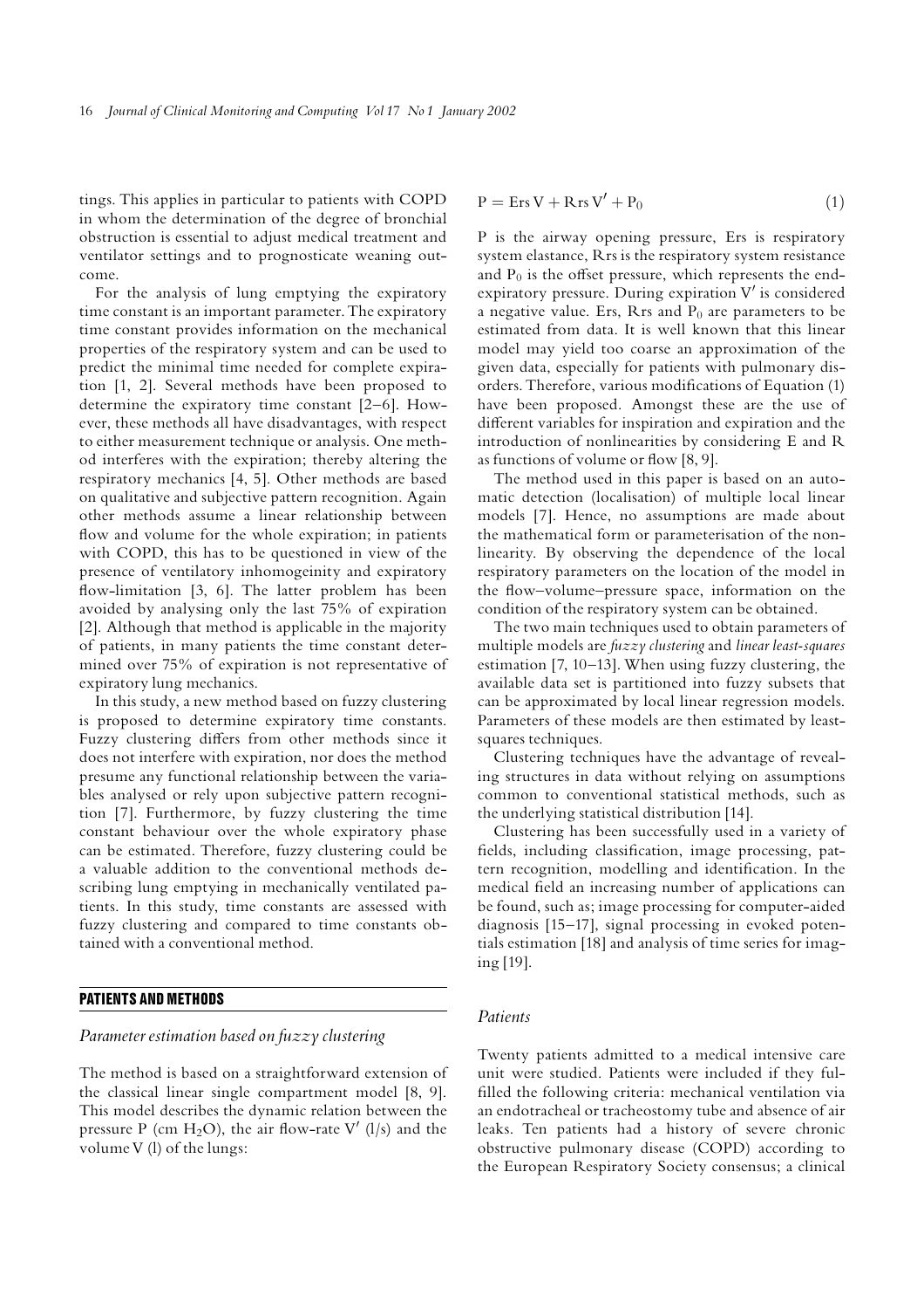tings. This applies in particular to patients with COPD in whom the determination of the degree of bronchial obstruction is essential to adjust medical treatment and ventilator settings and to prognosticate weaning outcome.

For the analysis of lung emptying the expiratory time constant is an important parameter. The expiratory time constant provides information on the mechanical properties of the respiratory system and can be used to predict the minimal time needed for complete expiration [1, 2]. Several methods have been proposed to determine the expiratory time constant [2–6]. However, these methods all have disadvantages, with respect to either measurement technique or analysis. One method interferes with the expiration; thereby altering the respiratory mechanics [4, 5]. Other methods are based on qualitative and subjective pattern recognition. Again other methods assume a linear relationship between flow and volume for the whole expiration; in patients with COPD, this has to be questioned in view of the presence of ventilatory inhomogeinity and expiratory flow-limitation [3, 6]. The latter problem has been avoided by analysing only the last 75% of expiration [2]. Although that method is applicable in the majority of patients, in many patients the time constant determined over 75% of expiration is not representative of expiratory lung mechanics.

In this study, a new method based on fuzzy clustering is proposed to determine expiratory time constants. Fuzzy clustering differs from other methods since it does not interfere with expiration, nor does the method presume any functional relationship between the variables analysed or rely upon subjective pattern recognition [7]. Furthermore, by fuzzy clustering the time constant behaviour over the whole expiratory phase can be estimated. Therefore, fuzzy clustering could be a valuable addition to the conventional methods describing lung emptying in mechanically ventilated patients. In this study, time constants are assessed with fuzzy clustering and compared to time constants obtained with a conventional method.

## PATIENTS AND METHODS

### *Parameter estimation based on fuzzy clustering*

The method is based on a straightforward extension of the classical linear single compartment model [8, 9]. This model describes the dynamic relation between the pressure P (cm $H_2O$), the air flow-rate $V'$ (l/s) and the volume V (l) of the lungs:

$$P = \mathrm{Ers}\, V + \mathrm{Rrs}\, V' + P_0 \tag{1}$$

P is the airway opening pressure, Ers is respiratory system elastance, Rrs is the respiratory system resistance and $P_0$ is the offset pressure, which represents the end-expiratory pressure. During expiration $V'$ is considered a negative value. Ers, Rrs and $P_0$ are parameters to be estimated from data. It is well known that this linear model may yield too coarse an approximation of the given data, especially for patients with pulmonary disorders. Therefore, various modifications of Equation (1) have been proposed. Amongst these are the use of different variables for inspiration and expiration and the introduction of nonlinearities by considering E and R as functions of volume or flow [8, 9].

The method used in this paper is based on an automatic detection (localisation) of multiple local linear models [7]. Hence, no assumptions are made about the mathematical form or parameterisation of the nonlinearity. By observing the dependence of the local respiratory parameters on the location of the model in the flow–volume–pressure space, information on the condition of the respiratory system can be obtained.

The two main techniques used to obtain parameters of multiple models are *fuzzy clustering* and *linear least-squares* estimation [7, 10–13]. When using fuzzy clustering, the available data set is partitioned into fuzzy subsets that can be approximated by local linear regression models. Parameters of these models are then estimated by least-squares techniques.

Clustering techniques have the advantage of revealing structures in data without relying on assumptions common to conventional statistical methods, such as the underlying statistical distribution [14].

Clustering has been successfully used in a variety of fields, including classification, image processing, pattern recognition, modelling and identification. In the medical field an increasing number of applications can be found, such as; image processing for computer-aided diagnosis [15–17], signal processing in evoked potentials estimation [18] and analysis of time series for imaging [19].

### *Patients*

Twenty patients admitted to a medical intensive care unit were studied. Patients were included if they fulfilled the following criteria: mechanical ventilation via an endotracheal or tracheostomy tube and absence of air leaks. Ten patients had a history of severe chronic obstructive pulmonary disease (COPD) according to the European Respiratory Society consensus; a clinical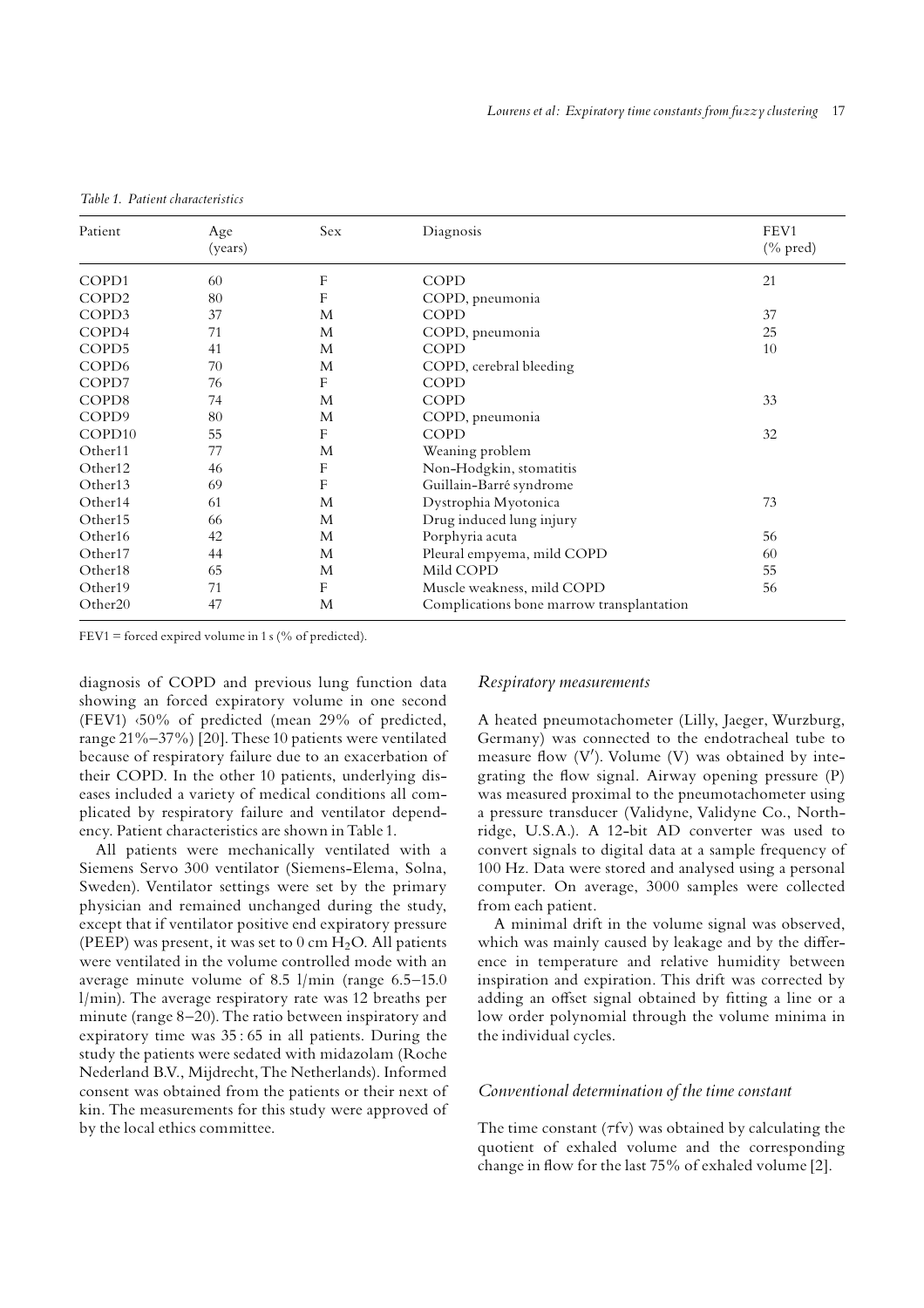*Table 1. Patient characteristics*

| Patient | Age (years) | Sex | Diagnosis | FEV1 (% pred) |
|---|---|---|---|---|
| COPD1 | 60 | F | COPD | 21 |
| COPD2 | 80 | F | COPD, pneumonia | |
| COPD3 | 37 | M | COPD | 37 |
| COPD4 | 71 | M | COPD, pneumonia | 25 |
| COPD5 | 41 | M | COPD | 10 |
| COPD6 | 70 | M | COPD, cerebral bleeding | |
| COPD7 | 76 | F | COPD | |
| COPD8 | 74 | M | COPD | 33 |
| COPD9 | 80 | M | COPD, pneumonia | |
| COPD10 | 55 | F | COPD | 32 |
| Other11 | 77 | M | Weaning problem | |
| Other12 | 46 | F | Non-Hodgkin, stomatitis | |
| Other13 | 69 | F | Guillain-Barré syndrome | |
| Other14 | 61 | M | Dystrophia Myotonica | 73 |
| Other15 | 66 | M | Drug induced lung injury | |
| Other16 | 42 | M | Porphyria acuta | 56 |
| Other17 | 44 | M | Pleural empyema, mild COPD | 60 |
| Other18 | 65 | M | Mild COPD | 55 |
| Other19 | 71 | F | Muscle weakness, mild COPD | 56 |
| Other20 | 47 | M | Complications bone marrow transplantation | |

FEV1 = forced expired volume in 1 s (% of predicted).

diagnosis of COPD and previous lung function data showing an forced expiratory volume in one second (FEV1) ‹50% of predicted (mean 29% of predicted, range 21%–37%) [20]. These 10 patients were ventilated because of respiratory failure due to an exacerbation of their COPD. In the other 10 patients, underlying diseases included a variety of medical conditions all complicated by respiratory failure and ventilator dependency. Patient characteristics are shown in Table 1.

All patients were mechanically ventilated with a Siemens Servo 300 ventilator (Siemens-Elema, Solna, Sweden). Ventilator settings were set by the primary physician and remained unchanged during the study, except that if ventilator positive end expiratory pressure (PEEP) was present, it was set to 0 cm $H_2O$. All patients were ventilated in the volume controlled mode with an average minute volume of 8.5 l/min (range 6.5–15.0 l/min). The average respiratory rate was 12 breaths per minute (range 8–20). The ratio between inspiratory and expiratory time was 35 : 65 in all patients. During the study the patients were sedated with midazolam (Roche Nederland B.V., Mijdrecht, The Netherlands). Informed consent was obtained from the patients or their next of kin. The measurements for this study were approved of by the local ethics committee.

### Respiratory measurements

A heated pneumotachometer (Lilly, Jaeger, Wurzburg, Germany) was connected to the endotracheal tube to measure flow ($V'$). Volume ($V$) was obtained by integrating the flow signal. Airway opening pressure ($P$) was measured proximal to the pneumotachometer using a pressure transducer (Validyne, Validyne Co., Northridge, U.S.A.). A 12-bit AD converter was used to convert signals to digital data at a sample frequency of 100 Hz. Data were stored and analysed using a personal computer. On average, 3000 samples were collected from each patient.

A minimal drift in the volume signal was observed, which was mainly caused by leakage and by the difference in temperature and relative humidity between inspiration and expiration. This drift was corrected by adding an offset signal obtained by fitting a line or a low order polynomial through the volume minima in the individual cycles.

### Conventional determination of the time constant

The time constant ($\tau fv$) was obtained by calculating the quotient of exhaled volume and the corresponding change in flow for the last 75% of exhaled volume [2].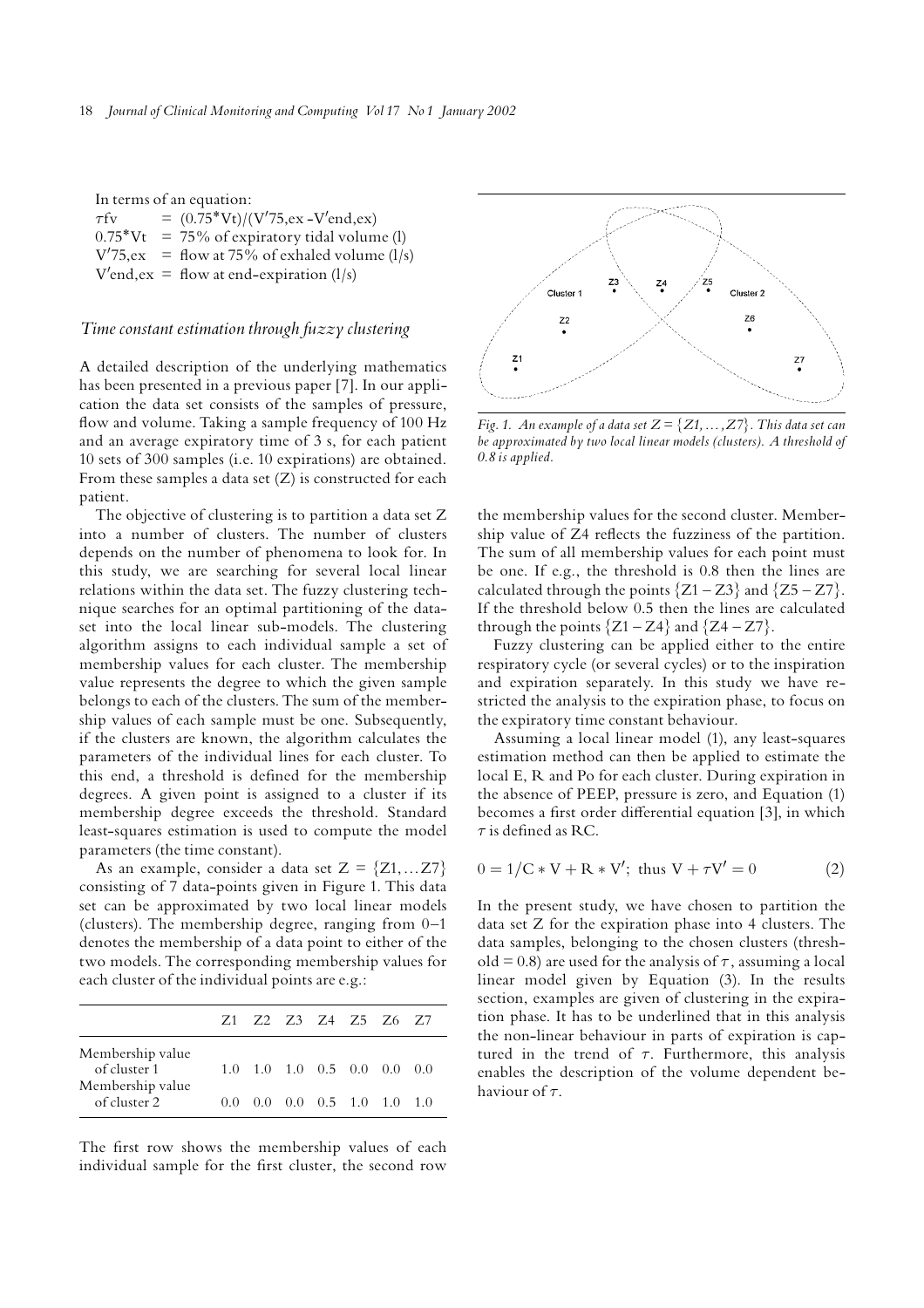In terms of an equation:

$\tau$fv $= (0.75^*Vt)/(V'75,ex - V'end,ex)$
$0.75^*Vt$ = 75% of expiratory tidal volume (l)
$V'75,ex$ = flow at 75% of exhaled volume (l/s)
$V'end,ex$ = flow at end-expiration (l/s)

### *Time constant estimation through fuzzy clustering*

A detailed description of the underlying mathematics has been presented in a previous paper [7]. In our application the data set consists of the samples of pressure, flow and volume. Taking a sample frequency of 100 Hz and an average expiratory time of 3 s, for each patient 10 sets of 300 samples (i.e. 10 expirations) are obtained. From these samples a data set (Z) is constructed for each patient.

The objective of clustering is to partition a data set Z into a number of clusters. The number of clusters depends on the number of phenomena to look for. In this study, we are searching for several local linear relations within the data set. The fuzzy clustering technique searches for an optimal partitioning of the dataset into the local linear sub-models. The clustering algorithm assigns to each individual sample a set of membership values for each cluster. The membership value represents the degree to which the given sample belongs to each of the clusters. The sum of the membership values of each sample must be one. Subsequently, if the clusters are known, the algorithm calculates the parameters of the individual lines for each cluster. To this end, a threshold is defined for the membership degrees. A given point is assigned to a cluster if its membership degree exceeds the threshold. Standard least-squares estimation is used to compute the model parameters (the time constant).

As an example, consider a data set $Z = \{Z1, \ldots Z7\}$ consisting of 7 data-points given in Figure 1. This data set can be approximated by two local linear models (clusters). The membership degree, ranging from 0–1 denotes the membership of a data point to either of the two models. The corresponding membership values for each cluster of the individual points are e.g.:

| | Z1 | Z2 | Z3 | Z4 | Z5 | Z6 | Z7 |
|---|---|---|---|---|---|---|---|
| Membership value of cluster 1 | 1.0 | 1.0 | 1.0 | 0.5 | 0.0 | 0.0 | 0.0 |
| Membership value of cluster 2 | 0.0 | 0.0 | 0.0 | 0.5 | 1.0 | 1.0 | 1.0 |

The first row shows the membership values of each individual sample for the first cluster, the second row the membership values for the second cluster. Membership value of Z4 reflects the fuzziness of the partition. The sum of all membership values for each point must be one. If e.g., the threshold is 0.8 then the lines are calculated through the points $\{Z1 - Z3\}$ and $\{Z5 - Z7\}$. If the threshold below 0.5 then the lines are calculated through the points $\{Z1 - Z4\}$ and $\{Z4 - Z7\}$.

*Fig. 1. An example of a data set $Z = \{Z1, \ldots, Z7\}$. This data set can be approximated by two local linear models (clusters). A threshold of 0.8 is applied.*

Fuzzy clustering can be applied either to the entire respiratory cycle (or several cycles) or to the inspiration and expiration separately. In this study we have restricted the analysis to the expiration phase, to focus on the expiratory time constant behaviour.

Assuming a local linear model (1), any least-squares estimation method can then be applied to estimate the local E, R and Po for each cluster. During expiration in the absence of PEEP, pressure is zero, and Equation (1) becomes a first order differential equation [3], in which $\tau$ is defined as RC.

$$0 = 1/C * V + R * V'; \text{ thus } V + \tau V' = 0 \tag{2}$$

In the present study, we have chosen to partition the data set Z for the expiration phase into 4 clusters. The data samples, belonging to the chosen clusters (threshold = 0.8) are used for the analysis of $\tau$, assuming a local linear model given by Equation (3). In the results section, examples are given of clustering in the expiration phase. It has to be underlined that in this analysis the non-linear behaviour in parts of expiration is captured in the trend of $\tau$. Furthermore, this analysis enables the description of the volume dependent behaviour of $\tau$.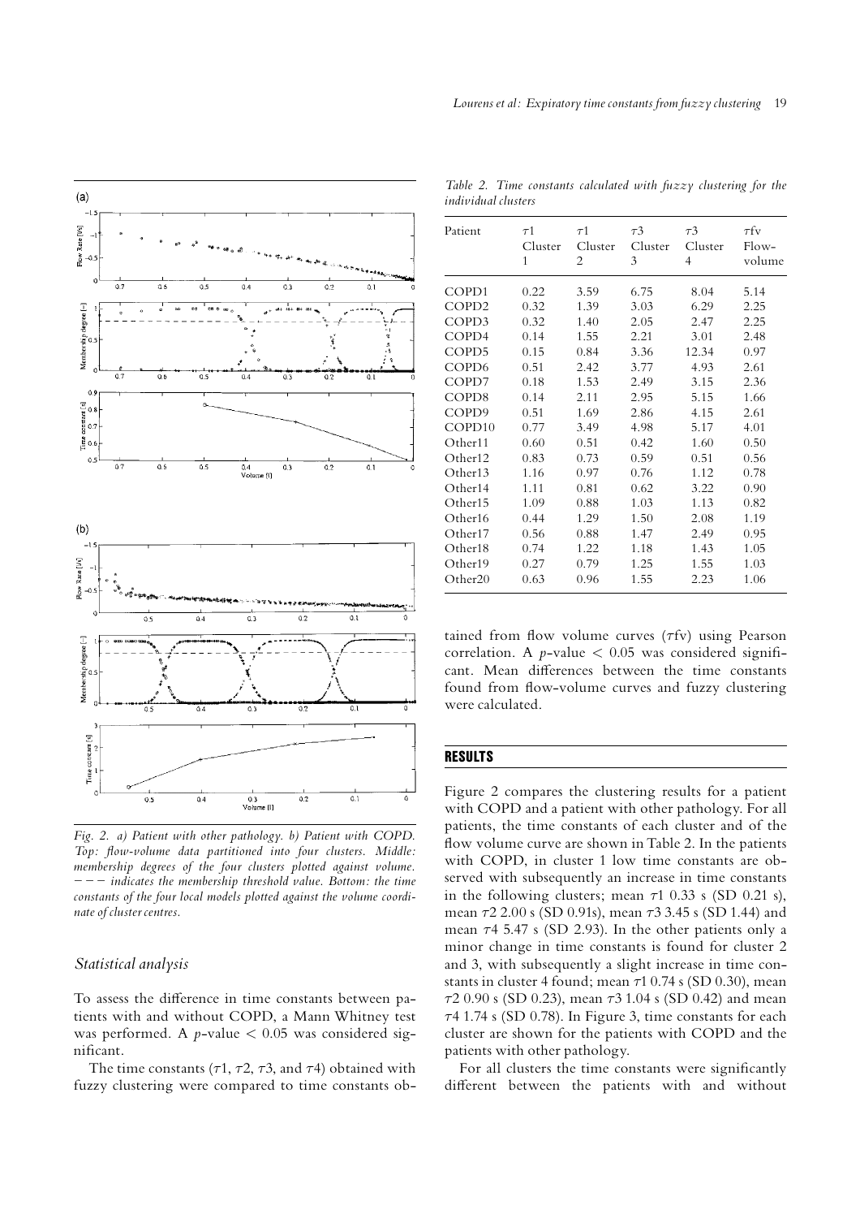Fig. 2. a) Patient with other pathology. b) Patient with COPD. Top: flow-volume data partitioned into four clusters. Middle: membership degrees of the four clusters plotted against volume. − − − indicates the membership threshold value. Bottom: the time constants of the four local models plotted against the volume coordinate of cluster centres.

### Statistical analysis

To assess the difference in time constants between patients with and without COPD, a Mann Whitney test was performed. A $p$-value $< 0.05$ was considered significant.

The time constants ($\tau 1$, $\tau 2$, $\tau 3$, and $\tau 4$) obtained with fuzzy clustering were compared to time constants obtained from flow volume curves ($\tau$fv) using Pearson correlation. A $p$-value $< 0.05$ was considered significant. Mean differences between the time constants found from flow-volume curves and fuzzy clustering were calculated.

*Table 2. Time constants calculated with fuzzy clustering for the individual clusters*

| Patient | $\tau 1$ Cluster 1 | $\tau 1$ Cluster 2 | $\tau 3$ Cluster 3 | $\tau 3$ Cluster 4 | $\tau$fv Flow-volume |
|---|---|---|---|---|---|
| COPD1 | 0.22 | 3.59 | 6.75 | 8.04 | 5.14 |
| COPD2 | 0.32 | 1.39 | 3.03 | 6.29 | 2.25 |
| COPD3 | 0.32 | 1.40 | 2.05 | 2.47 | 2.25 |
| COPD4 | 0.14 | 1.55 | 2.21 | 3.01 | 2.48 |
| COPD5 | 0.15 | 0.84 | 3.36 | 12.34 | 0.97 |
| COPD6 | 0.51 | 2.42 | 3.77 | 4.93 | 2.61 |
| COPD7 | 0.18 | 1.53 | 2.49 | 3.15 | 2.36 |
| COPD8 | 0.14 | 2.11 | 2.95 | 5.15 | 1.66 |
| COPD9 | 0.51 | 1.69 | 2.86 | 4.15 | 2.61 |
| COPD10 | 0.77 | 3.49 | 4.98 | 5.17 | 4.01 |
| Other11 | 0.60 | 0.51 | 0.42 | 1.60 | 0.50 |
| Other12 | 0.83 | 0.73 | 0.59 | 0.51 | 0.56 |
| Other13 | 1.16 | 0.97 | 0.76 | 1.12 | 0.78 |
| Other14 | 1.11 | 0.81 | 0.62 | 3.22 | 0.90 |
| Other15 | 1.09 | 0.88 | 1.03 | 1.13 | 0.82 |
| Other16 | 0.44 | 1.29 | 1.50 | 2.08 | 1.19 |
| Other17 | 0.56 | 0.88 | 1.47 | 2.49 | 0.95 |
| Other18 | 0.74 | 1.22 | 1.18 | 1.43 | 1.05 |
| Other19 | 0.27 | 0.79 | 1.25 | 1.55 | 1.03 |
| Other20 | 0.63 | 0.96 | 1.55 | 2.23 | 1.06 |

## RESULTS

Figure 2 compares the clustering results for a patient with COPD and a patient with other pathology. For all patients, the time constants of each cluster and of the flow volume curve are shown in Table 2. In the patients with COPD, in cluster 1 low time constants are observed with subsequently an increase in time constants in the following clusters; mean $\tau 1$ 0.33 s (SD 0.21 s), mean $\tau 2$ 2.00 s (SD 0.91s), mean $\tau 3$ 3.45 s (SD 1.44) and mean $\tau 4$ 5.47 s (SD 2.93). In the other patients only a minor change in time constants is found for cluster 2 and 3, with subsequently a slight increase in time constants in cluster 4 found; mean $\tau 1$ 0.74 s (SD 0.30), mean $\tau 2$ 0.90 s (SD 0.23), mean $\tau 3$ 1.04 s (SD 0.42) and mean $\tau 4$ 1.74 s (SD 0.78). In Figure 3, time constants for each cluster are shown for the patients with COPD and the patients with other pathology.

For all clusters the time constants were significantly different between the patients with and without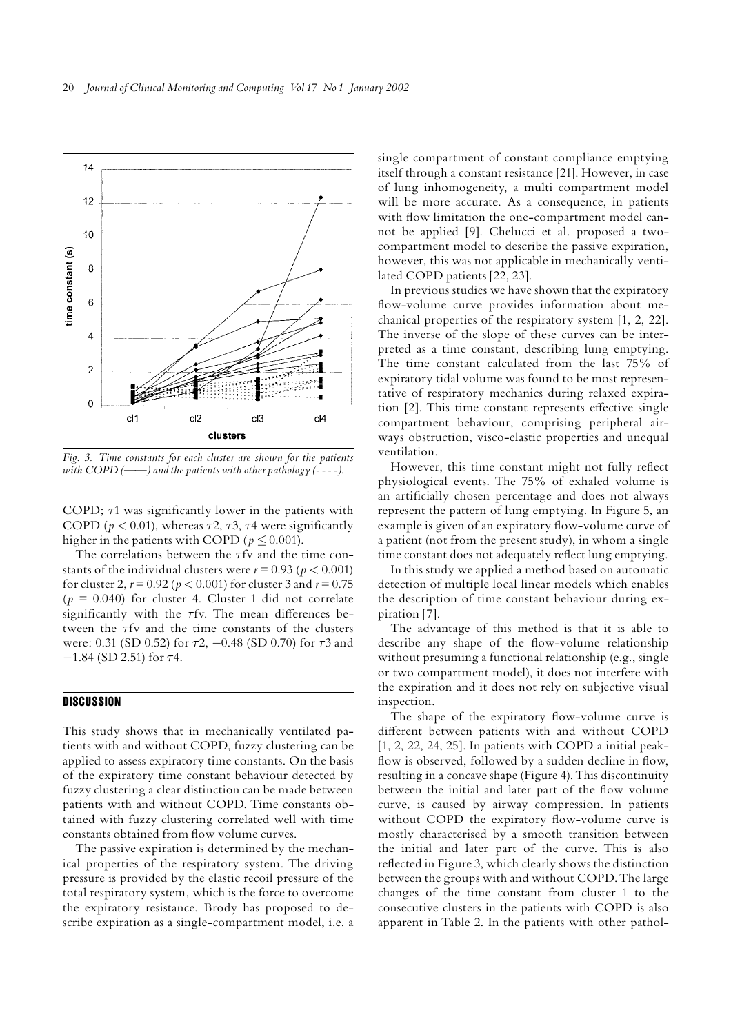*Fig. 3. Time constants for each cluster are shown for the patients with COPD (——) and the patients with other pathology (- - - -).*

COPD; $\tau 1$ was significantly lower in the patients with COPD ($p < 0.01$), whereas $\tau 2$, $\tau 3$, $\tau 4$ were significantly higher in the patients with COPD ($p \leq 0.001$).

The correlations between the $\tau$fv and the time constants of the individual clusters were $r = 0.93$ ($p < 0.001$) for cluster 2, $r = 0.92$ ($p < 0.001$) for cluster 3 and $r = 0.75$ ($p = 0.040$) for cluster 4. Cluster 1 did not correlate significantly with the $\tau$fv. The mean differences between the $\tau$fv and the time constants of the clusters were: 0.31 (SD 0.52) for $\tau 2$, $-0.48$ (SD 0.70) for $\tau 3$ and $-1.84$ (SD 2.51) for $\tau 4$.

## DISCUSSION

This study shows that in mechanically ventilated patients with and without COPD, fuzzy clustering can be applied to assess expiratory time constants. On the basis of the expiratory time constant behaviour detected by fuzzy clustering a clear distinction can be made between patients with and without COPD. Time constants obtained with fuzzy clustering correlated well with time constants obtained from flow volume curves.

The passive expiration is determined by the mechanical properties of the respiratory system. The driving pressure is provided by the elastic recoil pressure of the total respiratory system, which is the force to overcome the expiratory resistance. Brody has proposed to describe expiration as a single-compartment model, i.e. a single compartment of constant compliance emptying itself through a constant resistance [21]. However, in case of lung inhomogeneity, a multi compartment model will be more accurate. As a consequence, in patients with flow limitation the one-compartment model cannot be applied [9]. Chelucci et al. proposed a two-compartment model to describe the passive expiration, however, this was not applicable in mechanically ventilated COPD patients [22, 23].

In previous studies we have shown that the expiratory flow-volume curve provides information about mechanical properties of the respiratory system [1, 2, 22]. The inverse of the slope of these curves can be interpreted as a time constant, describing lung emptying. The time constant calculated from the last 75% of expiratory tidal volume was found to be most representative of respiratory mechanics during relaxed expiration [2]. This time constant represents effective single compartment behaviour, comprising peripheral airways obstruction, visco-elastic properties and unequal ventilation.

However, this time constant might not fully reflect physiological events. The 75% of exhaled volume is an artificially chosen percentage and does not always represent the pattern of lung emptying. In Figure 5, an example is given of an expiratory flow-volume curve of a patient (not from the present study), in whom a single time constant does not adequately reflect lung emptying.

In this study we applied a method based on automatic detection of multiple local linear models which enables the description of time constant behaviour during expiration [7].

The advantage of this method is that it is able to describe any shape of the flow-volume relationship without presuming a functional relationship (e.g., single or two compartment model), it does not interfere with the expiration and it does not rely on subjective visual inspection.

The shape of the expiratory flow-volume curve is different between patients with and without COPD [1, 2, 22, 24, 25]. In patients with COPD a initial peak-flow is observed, followed by a sudden decline in flow, resulting in a concave shape (Figure 4). This discontinuity between the initial and later part of the flow volume curve, is caused by airway compression. In patients without COPD the expiratory flow-volume curve is mostly characterised by a smooth transition between the initial and later part of the curve. This is also reflected in Figure 3, which clearly shows the distinction between the groups with and without COPD. The large changes of the time constant from cluster 1 to the consecutive clusters in the patients with COPD is also apparent in Table 2. In the patients with other pathol-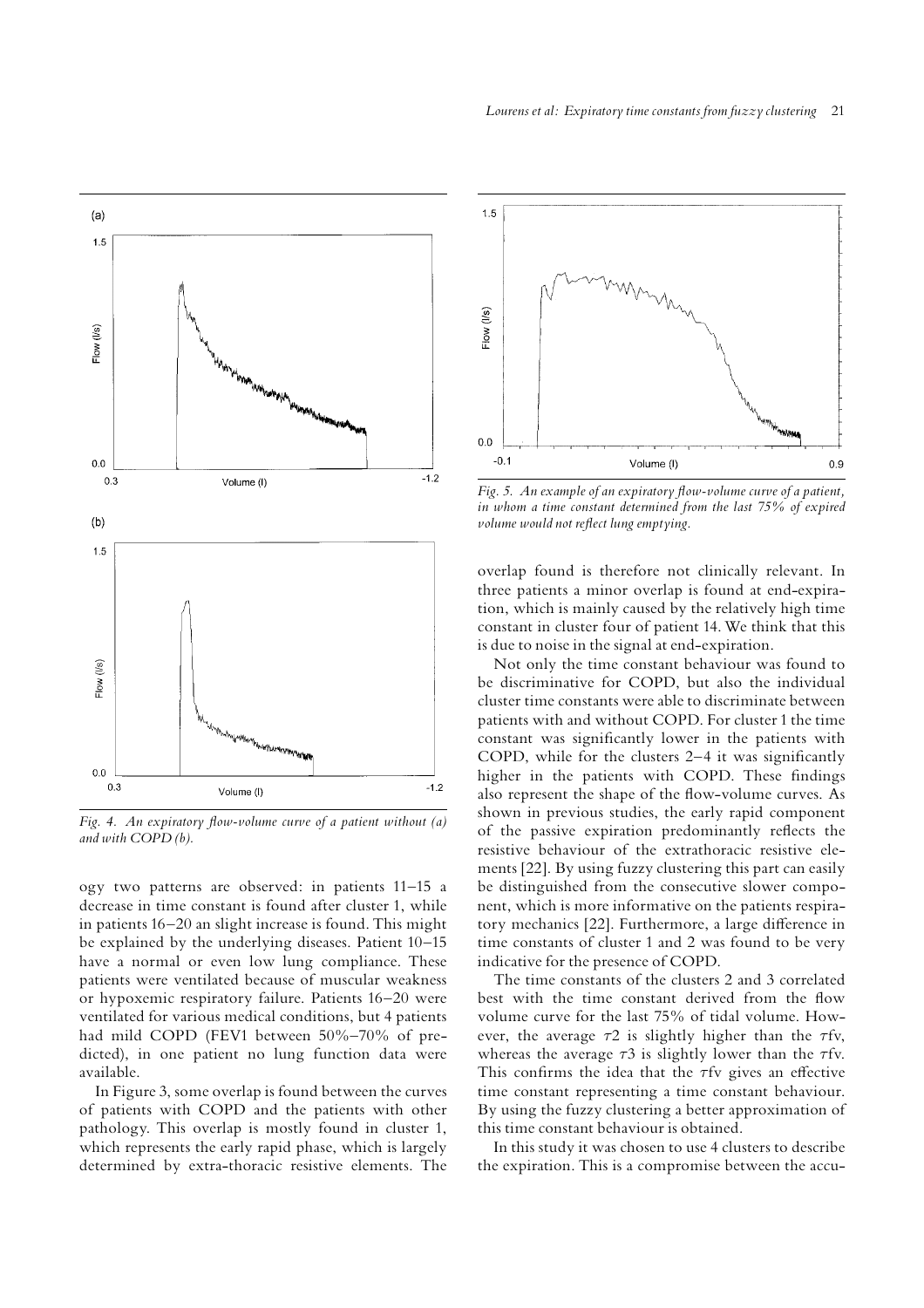Fig. 4. *An expiratory flow-volume curve of a patient without (a) and with COPD (b).*

ogy two patterns are observed: in patients 11–15 a decrease in time constant is found after cluster 1, while in patients 16–20 an slight increase is found. This might be explained by the underlying diseases. Patient 10–15 have a normal or even low lung compliance. These patients were ventilated because of muscular weakness or hypoxemic respiratory failure. Patients 16–20 were ventilated for various medical conditions, but 4 patients had mild COPD (FEV1 between 50%–70% of predicted), in one patient no lung function data were available.

In Figure 3, some overlap is found between the curves of patients with COPD and the patients with other pathology. This overlap is mostly found in cluster 1, which represents the early rapid phase, which is largely determined by extra-thoracic resistive elements. The overlap found is therefore not clinically relevant. In three patients a minor overlap is found at end-expiration, which is mainly caused by the relatively high time constant in cluster four of patient 14. We think that this is due to noise in the signal at end-expiration.

Fig. 5. *An example of an expiratory flow-volume curve of a patient, in whom a time constant determined from the last 75% of expired volume would not reflect lung emptying.*

Not only the time constant behaviour was found to be discriminative for COPD, but also the individual cluster time constants were able to discriminate between patients with and without COPD. For cluster 1 the time constant was significantly lower in the patients with COPD, while for the clusters 2–4 it was significantly higher in the patients with COPD. These findings also represent the shape of the flow-volume curves. As shown in previous studies, the early rapid component of the passive expiration predominantly reflects the resistive behaviour of the extrathoracic resistive elements [22]. By using fuzzy clustering this part can easily be distinguished from the consecutive slower component, which is more informative on the patients respiratory mechanics [22]. Furthermore, a large difference in time constants of cluster 1 and 2 was found to be very indicative for the presence of COPD.

The time constants of the clusters 2 and 3 correlated best with the time constant derived from the flow volume curve for the last 75% of tidal volume. However, the average $\tau 2$ is slightly higher than the $\tau fv$, whereas the average $\tau 3$ is slightly lower than the $\tau fv$. This confirms the idea that the $\tau fv$ gives an effective time constant representing a time constant behaviour. By using the fuzzy clustering a better approximation of this time constant behaviour is obtained.

In this study it was chosen to use 4 clusters to describe the expiration. This is a compromise between the accu-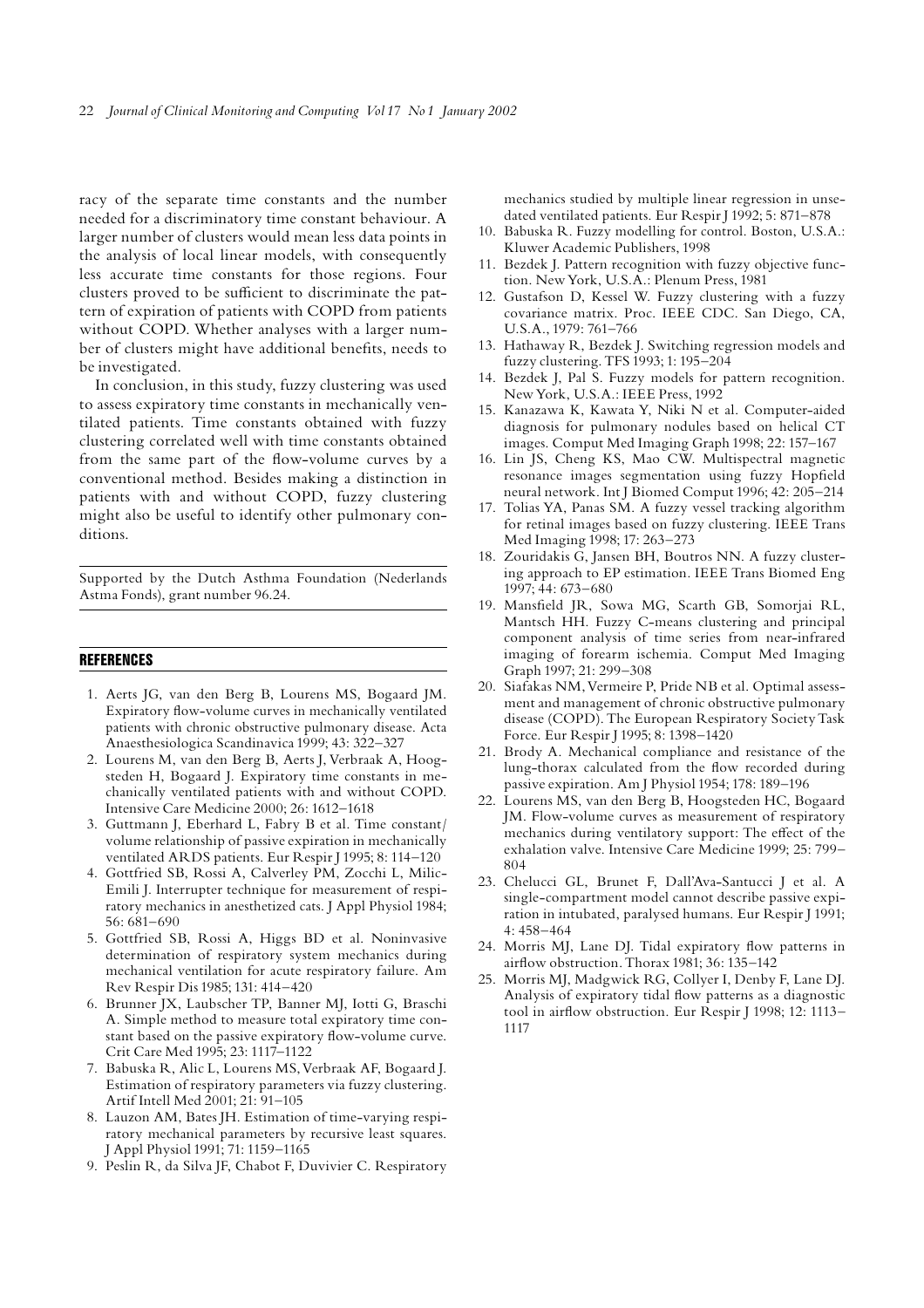racy of the separate time constants and the number needed for a discriminatory time constant behaviour. A larger number of clusters would mean less data points in the analysis of local linear models, with consequently less accurate time constants for those regions. Four clusters proved to be sufficient to discriminate the pattern of expiration of patients with COPD from patients without COPD. Whether analyses with a larger number of clusters might have additional benefits, needs to be investigated.

In conclusion, in this study, fuzzy clustering was used to assess expiratory time constants in mechanically ventilated patients. Time constants obtained with fuzzy clustering correlated well with time constants obtained from the same part of the flow-volume curves by a conventional method. Besides making a distinction in patients with and without COPD, fuzzy clustering might also be useful to identify other pulmonary conditions.

Supported by the Dutch Asthma Foundation (Nederlands Astma Fonds), grant number 96.24.

## REFERENCES

1. Aerts JG, van den Berg B, Lourens MS, Bogaard JM. Expiratory flow-volume curves in mechanically ventilated patients with chronic obstructive pulmonary disease. Acta Anaesthesiologica Scandinavica 1999; 43: 322–327
2. Lourens M, van den Berg B, Aerts J, Verbraak A, Hoogsteden H, Bogaard J. Expiratory time constants in mechanically ventilated patients with and without COPD. Intensive Care Medicine 2000; 26: 1612–1618
3. Guttmann J, Eberhard L, Fabry B et al. Time constant/volume relationship of passive expiration in mechanically ventilated ARDS patients. Eur Respir J 1995; 8: 114–120
4. Gottfried SB, Rossi A, Calverley PM, Zocchi L, Milic-Emili J. Interrupter technique for measurement of respiratory mechanics in anesthetized cats. J Appl Physiol 1984; 56: 681–690
5. Gottfried SB, Rossi A, Higgs BD et al. Noninvasive determination of respiratory system mechanics during mechanical ventilation for acute respiratory failure. Am Rev Respir Dis 1985; 131: 414–420
6. Brunner JX, Laubscher TP, Banner MJ, Iotti G, Braschi A. Simple method to measure total expiratory time constant based on the passive expiratory flow-volume curve. Crit Care Med 1995; 23: 1117–1122
7. Babuska R, Alic L, Lourens MS, Verbraak AF, Bogaard J. Estimation of respiratory parameters via fuzzy clustering. Artif Intell Med 2001; 21: 91–105
8. Lauzon AM, Bates JH. Estimation of time-varying respiratory mechanical parameters by recursive least squares. J Appl Physiol 1991; 71: 1159–1165
9. Peslin R, da Silva JF, Chabot F, Duvivier C. Respiratory mechanics studied by multiple linear regression in unsedated ventilated patients. Eur Respir J 1992; 5: 871–878
10. Babuska R. Fuzzy modelling for control. Boston, U.S.A.: Kluwer Academic Publishers, 1998
11. Bezdek J. Pattern recognition with fuzzy objective function. New York, U.S.A.: Plenum Press, 1981
12. Gustafson D, Kessel W. Fuzzy clustering with a fuzzy covariance matrix. Proc. IEEE CDC. San Diego, CA, U.S.A., 1979: 761–766
13. Hathaway R, Bezdek J. Switching regression models and fuzzy clustering. TFS 1993; 1: 195–204
14. Bezdek J, Pal S. Fuzzy models for pattern recognition. New York, U.S.A.: IEEE Press, 1992
15. Kanazawa K, Kawata Y, Niki N et al. Computer-aided diagnosis for pulmonary nodules based on helical CT images. Comput Med Imaging Graph 1998; 22: 157–167
16. Lin JS, Cheng KS, Mao CW. Multispectral magnetic resonance images segmentation using fuzzy Hopfield neural network. Int J Biomed Comput 1996; 42: 205–214
17. Tolias YA, Panas SM. A fuzzy vessel tracking algorithm for retinal images based on fuzzy clustering. IEEE Trans Med Imaging 1998; 17: 263–273
18. Zouridakis G, Jansen BH, Boutros NN. A fuzzy clustering approach to EP estimation. IEEE Trans Biomed Eng 1997; 44: 673–680
19. Mansfield JR, Sowa MG, Scarth GB, Somorjai RL, Mantsch HH. Fuzzy C-means clustering and principal component analysis of time series from near-infrared imaging of forearm ischemia. Comput Med Imaging Graph 1997; 21: 299–308
20. Siafakas NM, Vermeire P, Pride NB et al. Optimal assessment and management of chronic obstructive pulmonary disease (COPD). The European Respiratory Society Task Force. Eur Respir J 1995; 8: 1398–1420
21. Brody A. Mechanical compliance and resistance of the lung-thorax calculated from the flow recorded during passive expiration. Am J Physiol 1954; 178: 189–196
22. Lourens MS, van den Berg B, Hoogsteden HC, Bogaard JM. Flow-volume curves as measurement of respiratory mechanics during ventilatory support: The effect of the exhalation valve. Intensive Care Medicine 1999; 25: 799–804
23. Chelucci GL, Brunet F, Dall'Ava-Santucci J et al. A single-compartment model cannot describe passive expiration in intubated, paralysed humans. Eur Respir J 1991; 4: 458–464
24. Morris MJ, Lane DJ. Tidal expiratory flow patterns in airflow obstruction. Thorax 1981; 36: 135–142
25. Morris MJ, Madgwick RG, Collyer I, Denby F, Lane DJ. Analysis of expiratory tidal flow patterns as a diagnostic tool in airflow obstruction. Eur Respir J 1998; 12: 1113–1117